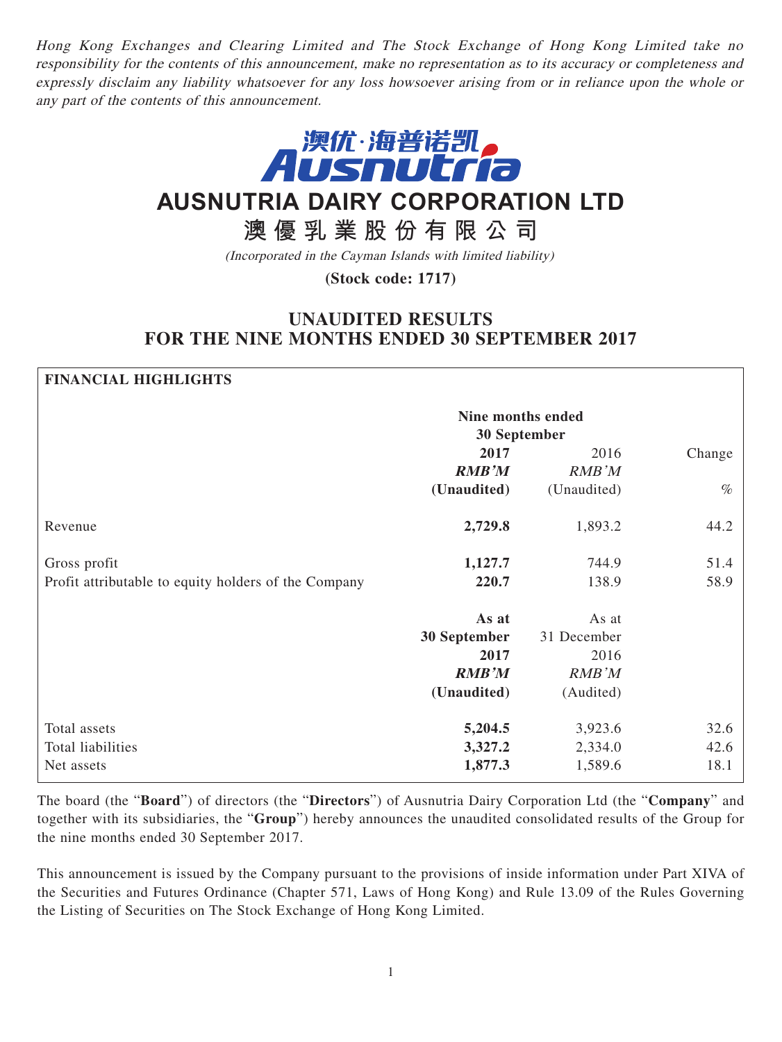*Hong Kong Exchanges and Clearing Limited and The Stock Exchange of Hong Kong Limited take no responsibility for the contents of this announcement, make no representation as to its accuracy or completeness and expressly disclaim any liability whatsoever for any loss howsoever arising from or in reliance upon the whole or any part of the contents of this announcement.*

澳优·海普诺凯
Ausnutria

# AUSNUTRIA DAIRY CORPORATION LTD

# 澳優乳業股份有限公司

*(Incorporated in the Cayman Islands with limited liability)*

**(Stock code: 1717)**

## UNAUDITED RESULTS FOR THE NINE MONTHS ENDED 30 SEPTEMBER 2017

**FINANCIAL HIGHLIGHTS**

| | Nine months ended 30 September | | |
|---|---|---|---|
| | **2017** | 2016 | Change |
| | ***RMB'M*** | *RMB'M* | |
| | **(Unaudited)** | (Unaudited) | % |
| Revenue | **2,729.8** | 1,893.2 | 44.2 |
| Gross profit | **1,127.7** | 744.9 | 51.4 |
| Profit attributable to equity holders of the Company | **220.7** | 138.9 | 58.9 |
| | **As at 30 September 2017** | As at 31 December 2016 | |
| | ***RMB'M*** | *RMB'M* | |
| | **(Unaudited)** | (Audited) | |
| Total assets | **5,204.5** | 3,923.6 | 32.6 |
| Total liabilities | **3,327.2** | 2,334.0 | 42.6 |
| Net assets | **1,877.3** | 1,589.6 | 18.1 |

The board (the "**Board**") of directors (the "**Directors**") of Ausnutria Dairy Corporation Ltd (the "**Company**" and together with its subsidiaries, the "**Group**") hereby announces the unaudited consolidated results of the Group for the nine months ended 30 September 2017.

This announcement is issued by the Company pursuant to the provisions of inside information under Part XIVA of the Securities and Futures Ordinance (Chapter 571, Laws of Hong Kong) and Rule 13.09 of the Rules Governing the Listing of Securities on The Stock Exchange of Hong Kong Limited.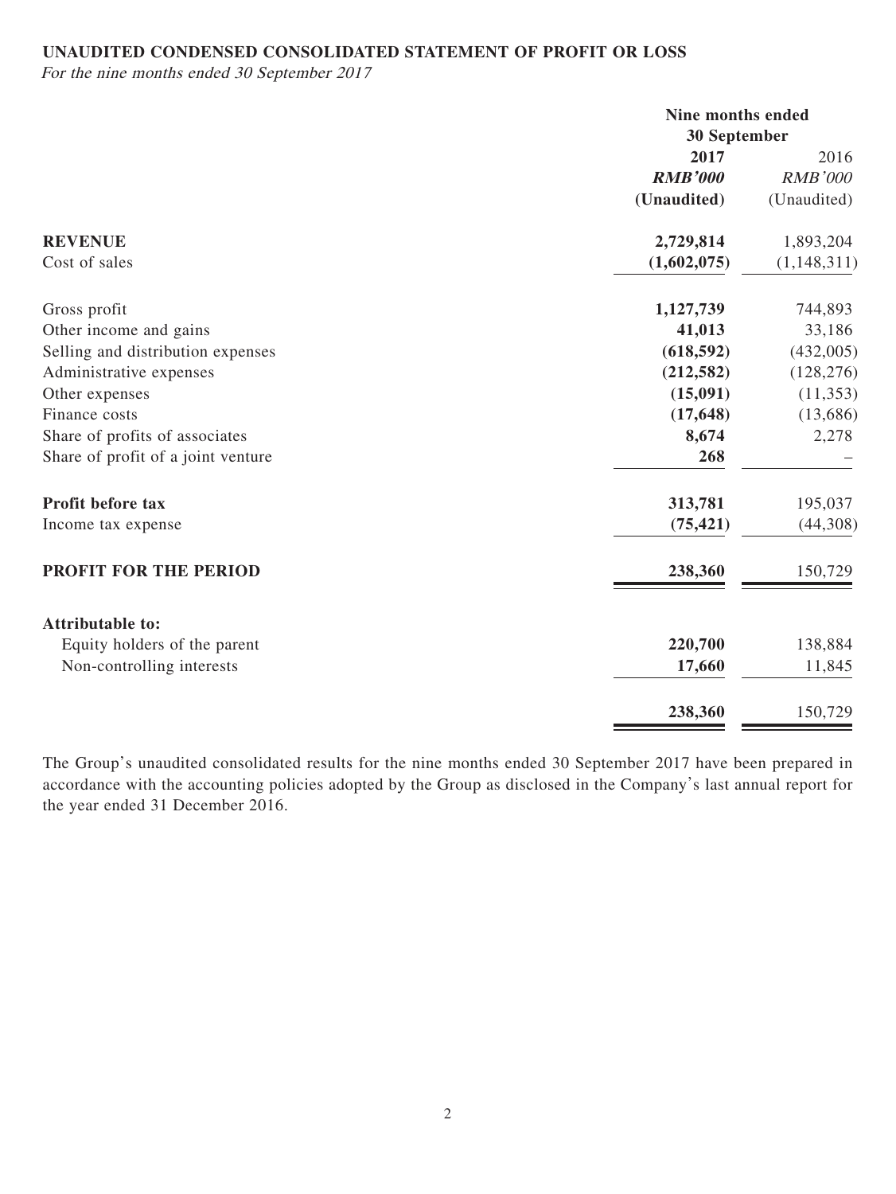**UNAUDITED CONDENSED CONSOLIDATED STATEMENT OF PROFIT OR LOSS**

*For the nine months ended 30 September 2017*

| | Nine months ended 30 September | |
|---|---|---|
| | **2017** | 2016 |
| | ***RMB'000*** | *RMB'000* |
| | **(Unaudited)** | (Unaudited) |
| **REVENUE** | **2,729,814** | 1,893,204 |
| Cost of sales | **(1,602,075)** | (1,148,311) |
| Gross profit | **1,127,739** | 744,893 |
| Other income and gains | **41,013** | 33,186 |
| Selling and distribution expenses | **(618,592)** | (432,005) |
| Administrative expenses | **(212,582)** | (128,276) |
| Other expenses | **(15,091)** | (11,353) |
| Finance costs | **(17,648)** | (13,686) |
| Share of profits of associates | **8,674** | 2,278 |
| Share of profit of a joint venture | **268** | – |
| **Profit before tax** | **313,781** | 195,037 |
| Income tax expense | **(75,421)** | (44,308) |
| **PROFIT FOR THE PERIOD** | **238,360** | 150,729 |
| **Attributable to:** | | |
| Equity holders of the parent | **220,700** | 138,884 |
| Non-controlling interests | **17,660** | 11,845 |
| | **238,360** | 150,729 |

The Group's unaudited consolidated results for the nine months ended 30 September 2017 have been prepared in accordance with the accounting policies adopted by the Group as disclosed in the Company's last annual report for the year ended 31 December 2016.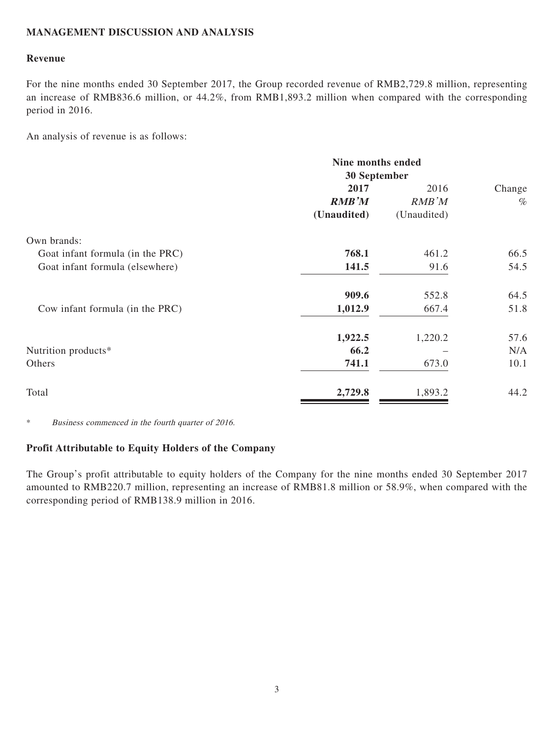## MANAGEMENT DISCUSSION AND ANALYSIS

### Revenue

For the nine months ended 30 September 2017, the Group recorded revenue of RMB2,729.8 million, representing an increase of RMB836.6 million, or 44.2%, from RMB1,893.2 million when compared with the corresponding period in 2016.

An analysis of revenue is as follows:

| | Nine months ended 30 September | | |
|---|---|---|---|
| | **2017** | 2016 | Change |
| | ***RMB'M*** | *RMB'M* | % |
| | **(Unaudited)** | (Unaudited) | |
| Own brands: | | | |
| Goat infant formula (in the PRC) | **768.1** | 461.2 | 66.5 |
| Goat infant formula (elsewhere) | **141.5** | 91.6 | 54.5 |
| | **909.6** | 552.8 | 64.5 |
| Cow infant formula (in the PRC) | **1,012.9** | 667.4 | 51.8 |
| | **1,922.5** | 1,220.2 | 57.6 |
| Nutrition products* | **66.2** | – | N/A |
| Others | **741.1** | 673.0 | 10.1 |
| Total | **2,729.8** | 1,893.2 | 44.2 |

\* *Business commenced in the fourth quarter of 2016.*

### Profit Attributable to Equity Holders of the Company

The Group's profit attributable to equity holders of the Company for the nine months ended 30 September 2017 amounted to RMB220.7 million, representing an increase of RMB81.8 million or 58.9%, when compared with the corresponding period of RMB138.9 million in 2016.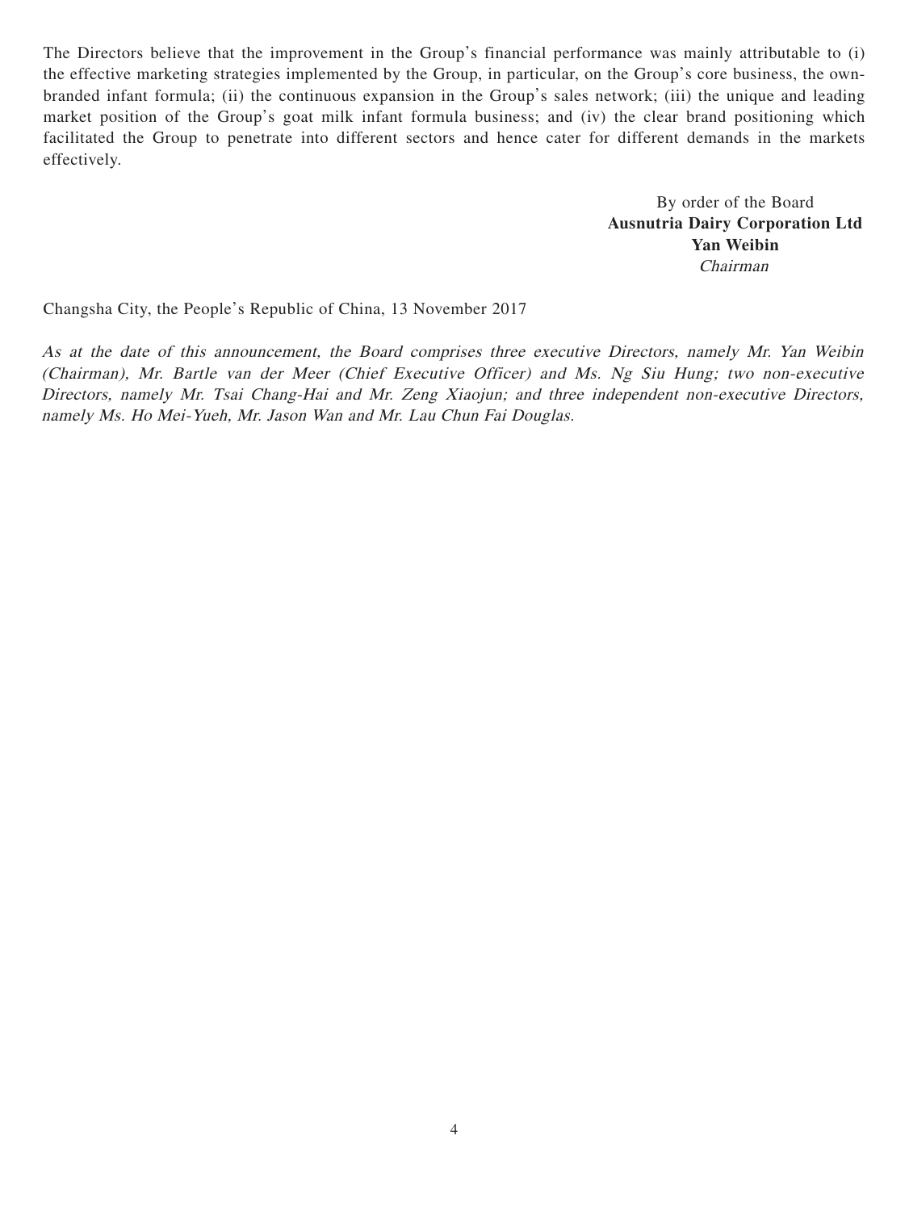The Directors believe that the improvement in the Group's financial performance was mainly attributable to (i) the effective marketing strategies implemented by the Group, in particular, on the Group's core business, the own-branded infant formula; (ii) the continuous expansion in the Group's sales network; (iii) the unique and leading market position of the Group's goat milk infant formula business; and (iv) the clear brand positioning which facilitated the Group to penetrate into different sectors and hence cater for different demands in the markets effectively.

By order of the Board
**Ausnutria Dairy Corporation Ltd**
**Yan Weibin**
*Chairman*

Changsha City, the People's Republic of China, 13 November 2017

*As at the date of this announcement, the Board comprises three executive Directors, namely Mr. Yan Weibin (Chairman), Mr. Bartle van der Meer (Chief Executive Officer) and Ms. Ng Siu Hung; two non-executive Directors, namely Mr. Tsai Chang-Hai and Mr. Zeng Xiaojun; and three independent non-executive Directors, namely Ms. Ho Mei-Yueh, Mr. Jason Wan and Mr. Lau Chun Fai Douglas.*